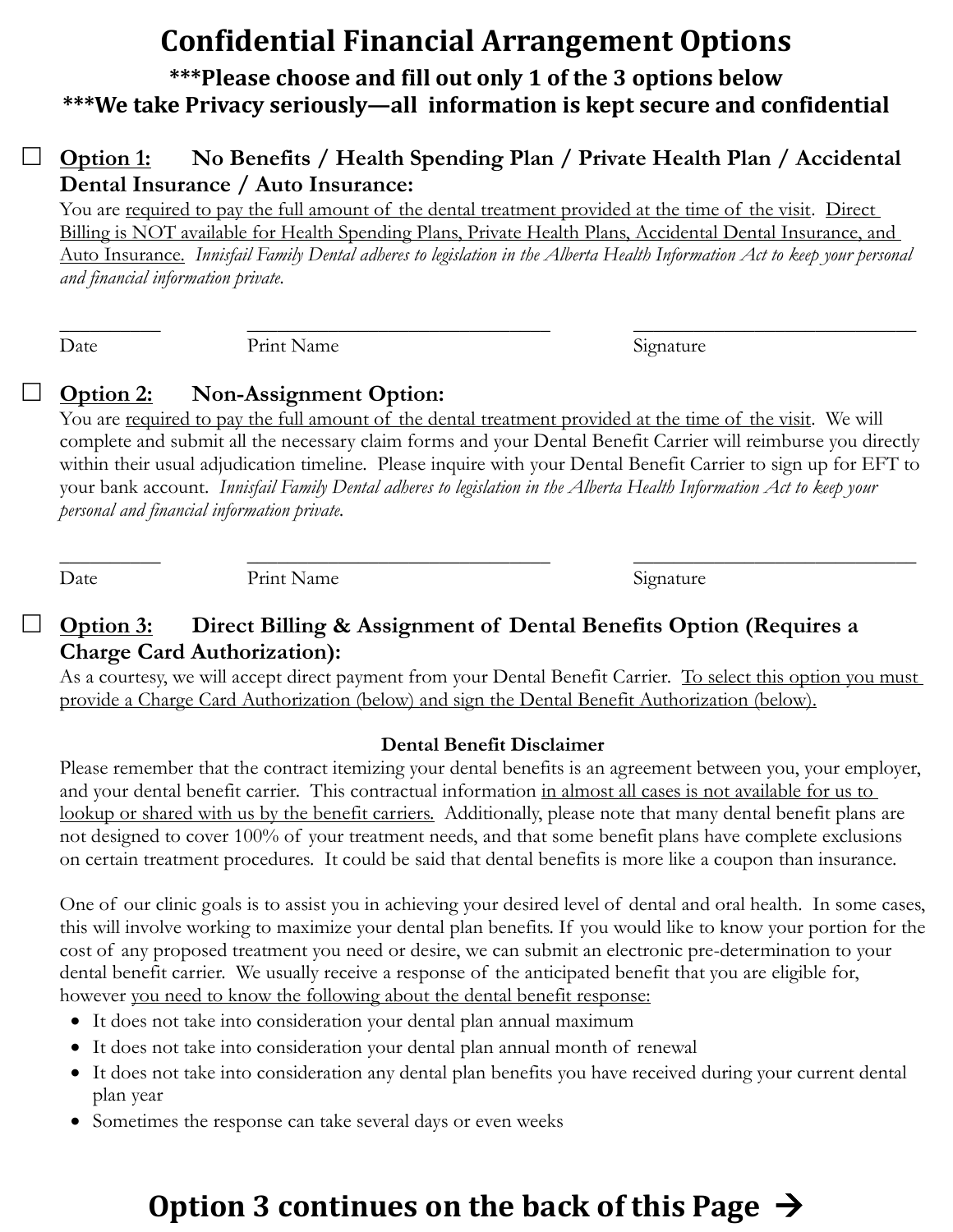# Confidential Financial Arrangement Options

**\*\*\*Please choose and fill out only 1 of the 3 options below**

**\*\*\*We take Privacy seriously—all information is kept secure and confidential**

☐ **Option 1: No Benefits / Health Spending Plan / Private Health Plan / Accidental Dental Insurance / Auto Insurance:**

You are required to pay the full amount of the dental treatment provided at the time of the visit. Direct Billing is NOT available for Health Spending Plans, Private Health Plans, Accidental Dental Insurance, and Auto Insurance. *Innisfail Family Dental adheres to legislation in the Alberta Health Information Act to keep your personal and financial information private.*

| Date | Print Name | Signature |
|---|---|---|
| __________ | ______________________________ | ____________________________ |

☐ **Option 2: Non-Assignment Option:**

You are required to pay the full amount of the dental treatment provided at the time of the visit. We will complete and submit all the necessary claim forms and your Dental Benefit Carrier will reimburse you directly within their usual adjudication timeline. Please inquire with your Dental Benefit Carrier to sign up for EFT to your bank account. *Innisfail Family Dental adheres to legislation in the Alberta Health Information Act to keep your personal and financial information private.*

| Date | Print Name | Signature |
|---|---|---|
| __________ | ______________________________ | ____________________________ |

☐ **Option 3: Direct Billing & Assignment of Dental Benefits Option (Requires a Charge Card Authorization):**

As a courtesy, we will accept direct payment from your Dental Benefit Carrier. To select this option you must provide a Charge Card Authorization (below) and sign the Dental Benefit Authorization (below).

**Dental Benefit Disclaimer**

Please remember that the contract itemizing your dental benefits is an agreement between you, your employer, and your dental benefit carrier. This contractual information in almost all cases is not available for us to lookup or shared with us by the benefit carriers. Additionally, please note that many dental benefit plans are not designed to cover 100% of your treatment needs, and that some benefit plans have complete exclusions on certain treatment procedures. It could be said that dental benefits is more like a coupon than insurance.

One of our clinic goals is to assist you in achieving your desired level of dental and oral health. In some cases, this will involve working to maximize your dental plan benefits. If you would like to know your portion for the cost of any proposed treatment you need or desire, we can submit an electronic pre-determination to your dental benefit carrier. We usually receive a response of the anticipated benefit that you are eligible for, however you need to know the following about the dental benefit response:

- It does not take into consideration your dental plan annual maximum
- It does not take into consideration your dental plan annual month of renewal
- It does not take into consideration any dental plan benefits you have received during your current dental plan year
- Sometimes the response can take several days or even weeks

**Option 3 continues on the back of this Page →**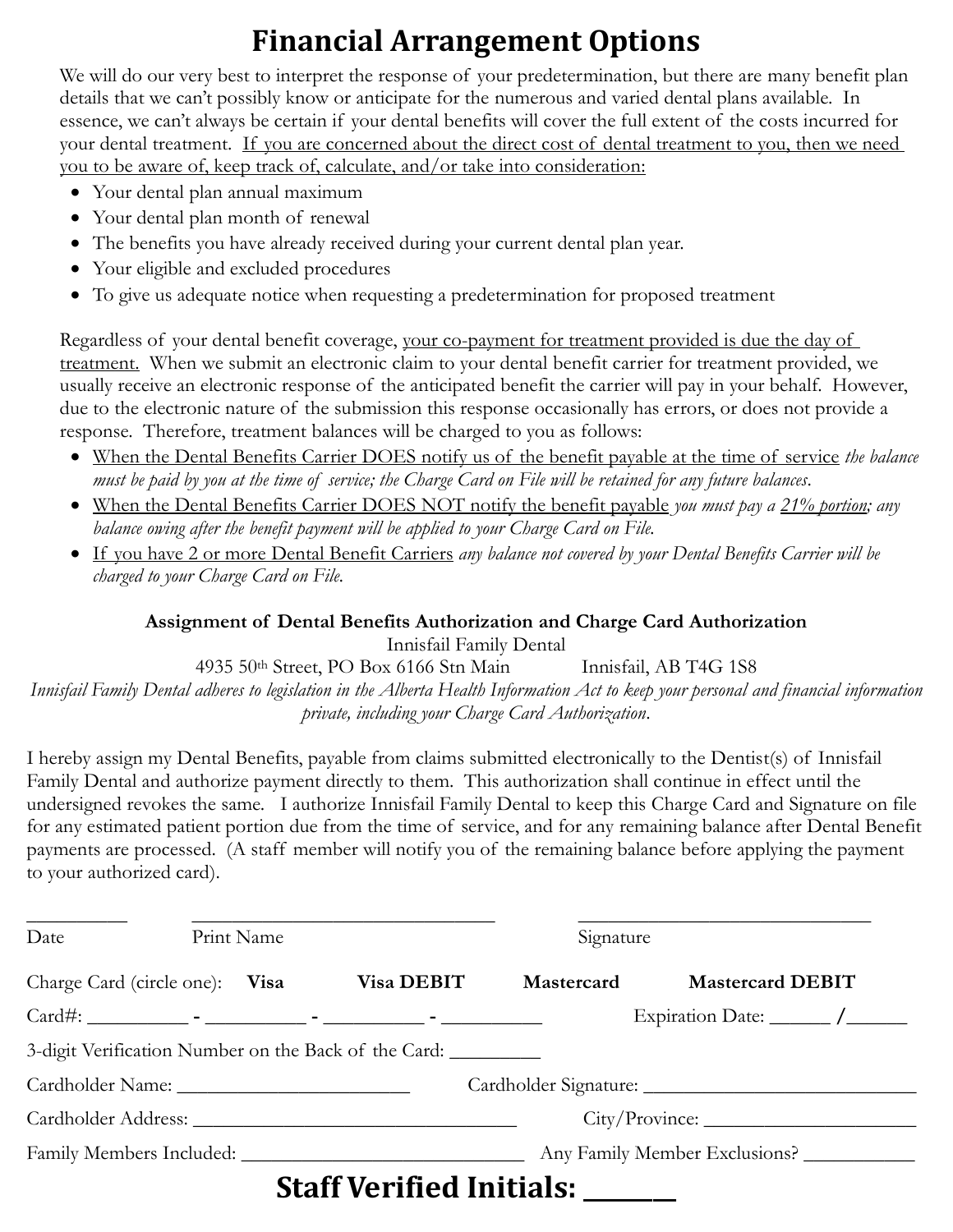# Financial Arrangement Options

We will do our very best to interpret the response of your predetermination, but there are many benefit plan details that we can't possibly know or anticipate for the numerous and varied dental plans available. In essence, we can't always be certain if your dental benefits will cover the full extent of the costs incurred for your dental treatment. <u>If you are concerned about the direct cost of dental treatment to you, then we need you to be aware of, keep track of, calculate, and/or take into consideration:</u>

- Your dental plan annual maximum
- Your dental plan month of renewal
- The benefits you have already received during your current dental plan year.
- Your eligible and excluded procedures
- To give us adequate notice when requesting a predetermination for proposed treatment

Regardless of your dental benefit coverage, <u>your co-payment for treatment provided is due the day of treatment.</u> When we submit an electronic claim to your dental benefit carrier for treatment provided, we usually receive an electronic response of the anticipated benefit the carrier will pay in your behalf. However, due to the electronic nature of the submission this response occasionally has errors, or does not provide a response. Therefore, treatment balances will be charged to you as follows:

- <u>When the Dental Benefits Carrier DOES notify us of the benefit payable at the time of service</u> *the balance must be paid by you at the time of service; the Charge Card on File will be retained for any future balances.*
- <u>When the Dental Benefits Carrier DOES NOT notify the benefit payable</u> *you must pay a <u>21% portion</u>; any balance owing after the benefit payment will be applied to your Charge Card on File.*
- <u>If you have 2 or more Dental Benefit Carriers</u> *any balance not covered by your Dental Benefits Carrier will be charged to your Charge Card on File.*

**Assignment of Dental Benefits Authorization and Charge Card Authorization**

Innisfail Family Dental

4935 50th Street, PO Box 6166 Stn Main Innisfail, AB T4G 1S8

*Innisfail Family Dental adheres to legislation in the Alberta Health Information Act to keep your personal and financial information private, including your Charge Card Authorization.*

I hereby assign my Dental Benefits, payable from claims submitted electronically to the Dentist(s) of Innisfail Family Dental and authorize payment directly to them. This authorization shall continue in effect until the undersigned revokes the same. I authorize Innisfail Family Dental to keep this Charge Card and Signature on file for any estimated patient portion due from the time of service, and for any remaining balance after Dental Benefit payments are processed. (A staff member will notify you of the remaining balance before applying the payment to your authorized card).

__________ ________________________________ ______________________________

Date Print Name Signature

Charge Card (circle one): **Visa** **Visa DEBIT** **Mastercard** **Mastercard DEBIT**

Card#: __________ - __________ - __________ - __________ Expiration Date: ______ /______

3-digit Verification Number on the Back of the Card: _________

Cardholder Name: ________________________ Cardholder Signature: ____________________________

Cardholder Address: __________________________________ City/Province: ______________________

Family Members Included: ______________________________ Any Family Member Exclusions? ___________

## Staff Verified Initials: _______